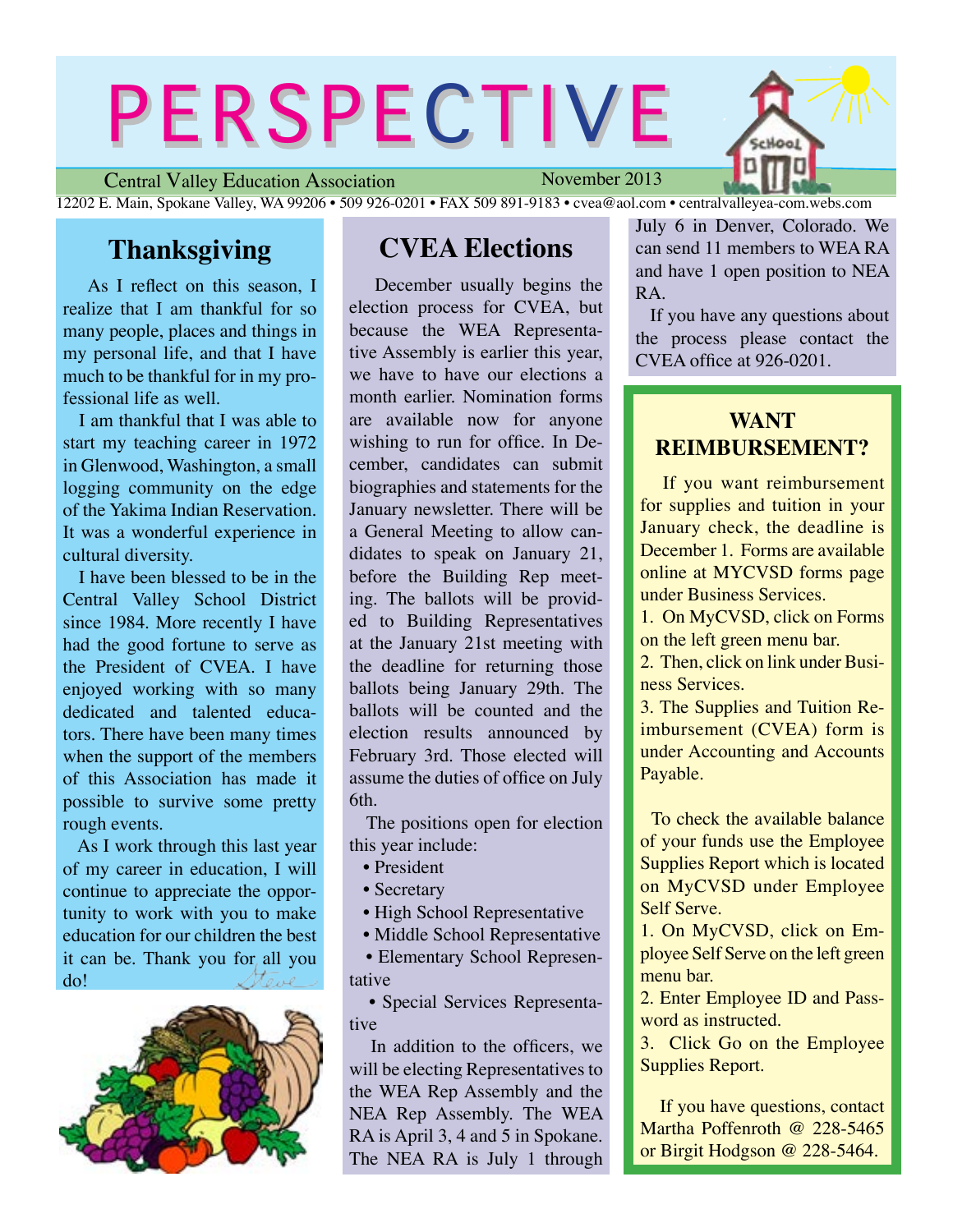# PERSPECTIVE

Central Valley Education Association — November 2013

12202 E. Main, Spokane Valley, WA 99206 • 509 926-0201 • FAX 509 891-9183 • cvea@aol.com • centralvalleyea-com.webs.com

## Thanksgiving

As I reflect on this season, I realize that I am thankful for so many people, places and things in my personal life, and that I have much to be thankful for in my professional life as well.

I am thankful that I was able to start my teaching career in 1972 in Glenwood, Washington, a small logging community on the edge of the Yakima Indian Reservation. It was a wonderful experience in cultural diversity.

I have been blessed to be in the Central Valley School District since 1984. More recently I have had the good fortune to serve as the President of CVEA. I have enjoyed working with so many dedicated and talented educators. There have been many times when the support of the members of this Association has made it possible to survive some pretty rough events.

As I work through this last year of my career in education, I will continue to appreciate the opportunity to work with you to make education for our children the best it can be. Thank you for all you do!

*Steve*

## CVEA Elections

December usually begins the election process for CVEA, but because the WEA Representative Assembly is earlier this year, we have to have our elections a month earlier. Nomination forms are available now for anyone wishing to run for office. In December, candidates can submit biographies and statements for the January newsletter. There will be a General Meeting to allow candidates to speak on January 21, before the Building Rep meeting. The ballots will be provided to Building Representatives at the January 21st meeting with the deadline for returning those ballots being January 29th. The ballots will be counted and the election results announced by February 3rd. Those elected will assume the duties of office on July 6th.

The positions open for election this year include:

- President
- Secretary
- High School Representative
- Middle School Representative
- Elementary School Representative
- Special Services Representative

In addition to the officers, we will be electing Representatives to the WEA Rep Assembly and the NEA Rep Assembly. The WEA RA is April 3, 4 and 5 in Spokane. The NEA RA is July 1 through July 6 in Denver, Colorado. We can send 11 members to WEA RA and have 1 open position to NEA RA.

If you have any questions about the process please contact the CVEA office at 926-0201.

## WANT REIMBURSEMENT?

If you want reimbursement for supplies and tuition in your January check, the deadline is December 1. Forms are available online at MYCVSD forms page under Business Services.

1. On MyCVSD, click on Forms on the left green menu bar.
2. Then, click on link under Business Services.
3. The Supplies and Tuition Reimbursement (CVEA) form is under Accounting and Accounts Payable.

To check the available balance of your funds use the Employee Supplies Report which is located on MyCVSD under Employee Self Serve.

1. On MyCVSD, click on Employee Self Serve on the left green menu bar.
2. Enter Employee ID and Password as instructed.
3. Click Go on the Employee Supplies Report.

If you have questions, contact Martha Poffenroth @ 228-5465 or Birgit Hodgson @ 228-5464.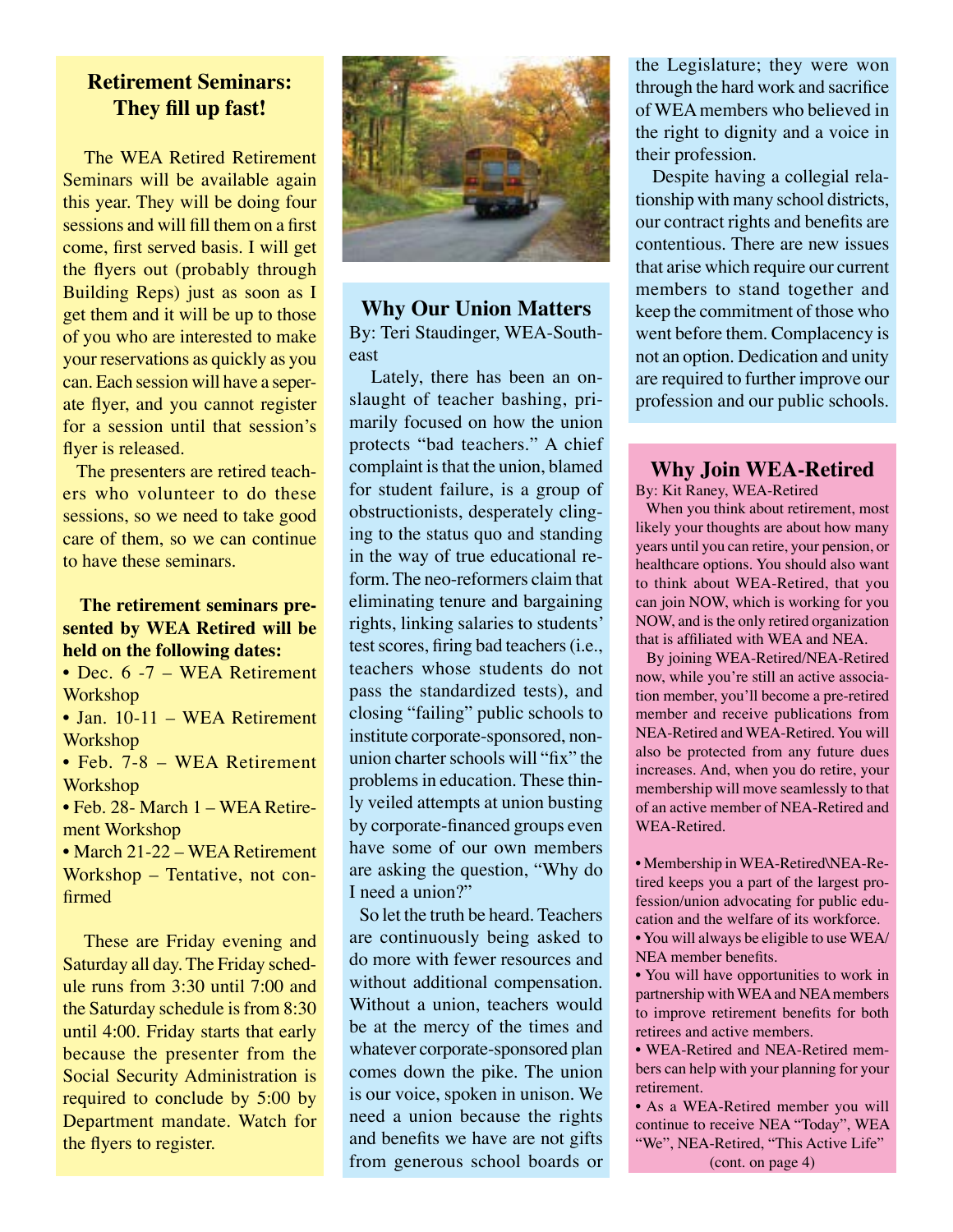## Retirement Seminars: They fill up fast!

The WEA Retired Retirement Seminars will be available again this year. They will be doing four sessions and will fill them on a first come, first served basis. I will get the flyers out (probably through Building Reps) just as soon as I get them and it will be up to those of you who are interested to make your reservations as quickly as you can. Each session will have a seperate flyer, and you cannot register for a session until that session's flyer is released.

The presenters are retired teachers who volunteer to do these sessions, so we need to take good care of them, so we can continue to have these seminars.

**The retirement seminars presented by WEA Retired will be held on the following dates:**

- Dec. 6 -7 – WEA Retirement Workshop
- Jan. 10-11 – WEA Retirement Workshop
- Feb. 7-8 – WEA Retirement Workshop
- Feb. 28- March 1 – WEA Retirement Workshop
- March 21-22 – WEA Retirement Workshop – Tentative, not confirmed

These are Friday evening and Saturday all day. The Friday schedule runs from 3:30 until 7:00 and the Saturday schedule is from 8:30 until 4:00. Friday starts that early because the presenter from the Social Security Administration is required to conclude by 5:00 by Department mandate. Watch for the flyers to register.

## Why Our Union Matters

By: Teri Staudinger, WEA-Southeast

Lately, there has been an onslaught of teacher bashing, primarily focused on how the union protects "bad teachers." A chief complaint is that the union, blamed for student failure, is a group of obstructionists, desperately clinging to the status quo and standing in the way of true educational reform. The neo-reformers claim that eliminating tenure and bargaining rights, linking salaries to students' test scores, firing bad teachers (i.e., teachers whose students do not pass the standardized tests), and closing "failing" public schools to institute corporate-sponsored, non-union charter schools will "fix" the problems in education. These thinly veiled attempts at union busting by corporate-financed groups even have some of our own members are asking the question, "Why do I need a union?"

So let the truth be heard. Teachers are continuously being asked to do more with fewer resources and without additional compensation. Without a union, teachers would be at the mercy of the times and whatever corporate-sponsored plan comes down the pike. The union is our voice, spoken in unison. We need a union because the rights and benefits we have are not gifts from generous school boards or the Legislature; they were won through the hard work and sacrifice of WEA members who believed in the right to dignity and a voice in their profession.

Despite having a collegial relationship with many school districts, our contract rights and benefits are contentious. There are new issues that arise which require our current members to stand together and keep the commitment of those who went before them. Complacency is not an option. Dedication and unity are required to further improve our profession and our public schools.

## Why Join WEA-Retired

By: Kit Raney, WEA-Retired

When you think about retirement, most likely your thoughts are about how many years until you can retire, your pension, or healthcare options. You should also want to think about WEA-Retired, that you can join NOW, which is working for you NOW, and is the only retired organization that is affiliated with WEA and NEA.

By joining WEA-Retired/NEA-Retired now, while you're still an active association member, you'll become a pre-retired member and receive publications from NEA-Retired and WEA-Retired. You will also be protected from any future dues increases. And, when you do retire, your membership will move seamlessly to that of an active member of NEA-Retired and WEA-Retired.

- Membership in WEA-Retired\NEA-Retired keeps you a part of the largest profession/union advocating for public education and the welfare of its workforce.
- You will always be eligible to use WEA/NEA member benefits.
- You will have opportunities to work in partnership with WEA and NEA members to improve retirement benefits for both retirees and active members.
- WEA-Retired and NEA-Retired members can help with your planning for your retirement.
- As a WEA-Retired member you will continue to receive NEA "Today", WEA "We", NEA-Retired, "This Active Life"

(cont. on page 4)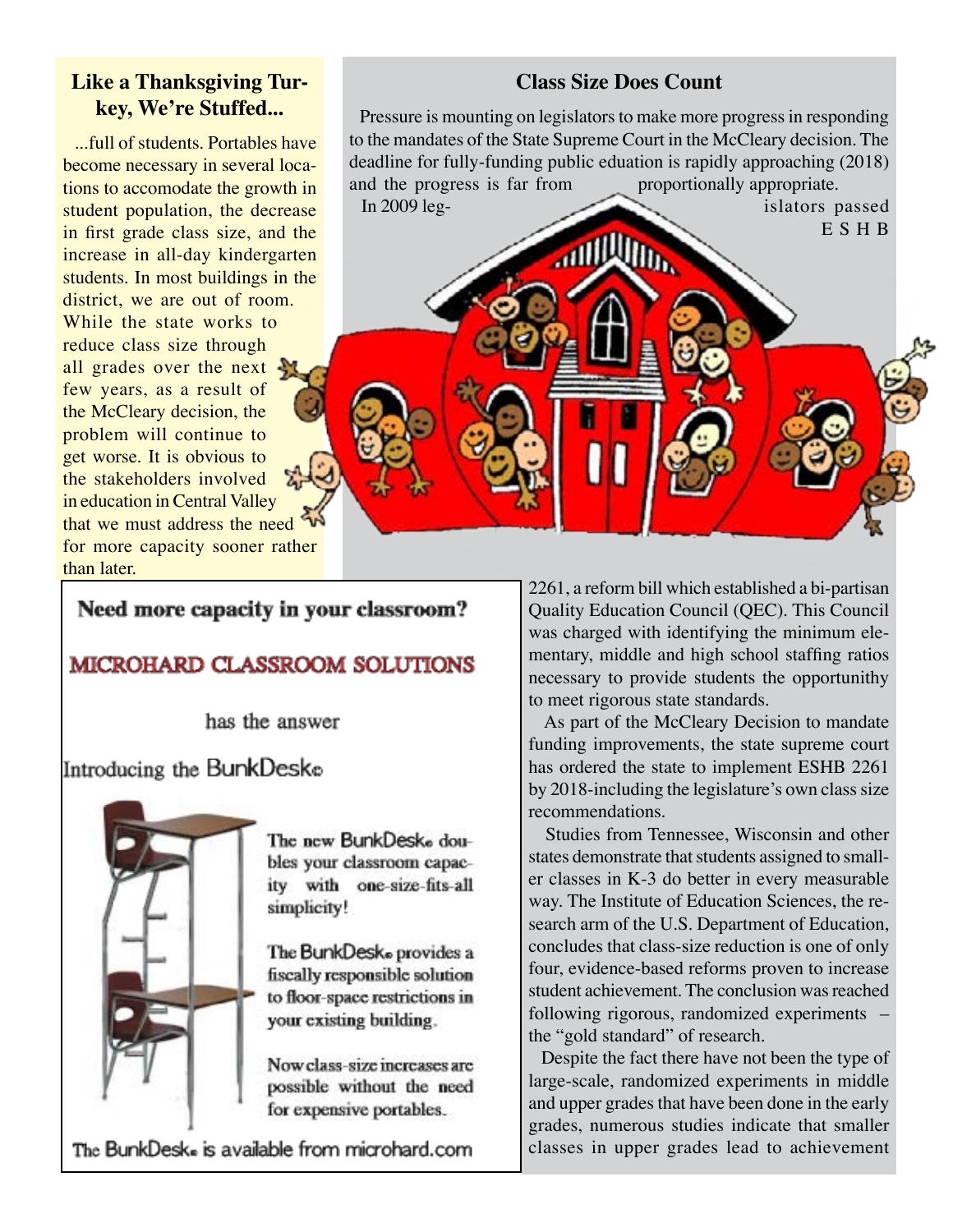## Like a Thanksgiving Turkey, We're Stuffed...

...full of students. Portables have become necessary in several locations to accomodate the growth in student population, the decrease in first grade class size, and the increase in all-day kindergarten students. In most buildings in the district, we are out of room. While the state works to reduce class size through all grades over the next few years, as a result of the McCleary decision, the problem will continue to get worse. It is obvious to the stakeholders involved in education in Central Valley that we must address the need for more capacity sooner rather than later.

## Class Size Does Count

Pressure is mounting on legislators to make more progress in responding to the mandates of the State Supreme Court in the McCleary decision. The deadline for fully-funding public eduation is rapidly approaching (2018) and the progress is far from proportionally appropriate.

In 2009 legislators passed ESHB 2261, a reform bill which established a bi-partisan Quality Education Council (QEC). This Council was charged with identifying the minimum elementary, middle and high school staffing ratios necessary to provide students the opportunithy to meet rigorous state standards.

As part of the McCleary Decision to mandate funding improvements, the state supreme court has ordered the state to implement ESHB 2261 by 2018-including the legislature's own class size recommendations.

Studies from Tennessee, Wisconsin and other states demonstrate that students assigned to smaller classes in K-3 do better in every measurable way. The Institute of Education Sciences, the research arm of the U.S. Department of Education, concludes that class-size reduction is one of only four, evidence-based reforms proven to increase student achievement. The conclusion was reached following rigorous, randomized experiments – the "gold standard" of research.

Despite the fact there have not been the type of large-scale, randomized experiments in middle and upper grades that have been done in the early grades, numerous studies indicate that smaller classes in upper grades lead to achievement

**Need more capacity in your classroom?**

MICROHARD CLASSROOM SOLUTIONS

has the answer

Introducing the BunkDesk©

The new BunkDesk© doubles your classroom capacity with one-size-fits-all simplicity!

The BunkDesk© provides a fiscally responsible solution to floor-space restrictions in your existing building.

Now class-size increases are possible without the need for expensive portables.

The BunkDesk© is available from microhard.com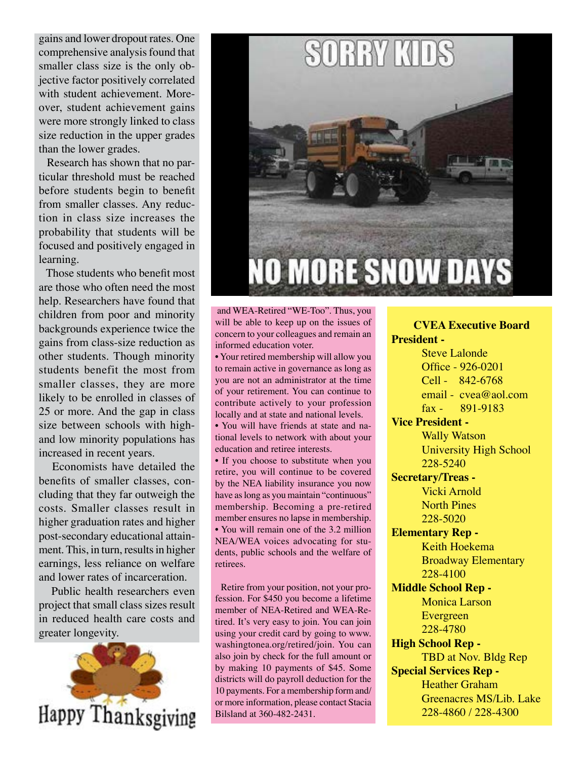gains and lower dropout rates. One comprehensive analysis found that smaller class size is the only objective factor positively correlated with student achievement. Moreover, student achievement gains were more strongly linked to class size reduction in the upper grades than the lower grades.

Research has shown that no particular threshold must be reached before students begin to benefit from smaller classes. Any reduction in class size increases the probability that students will be focused and positively engaged in learning.

Those students who benefit most are those who often need the most help. Researchers have found that children from poor and minority backgrounds experience twice the gains from class-size reduction as other students. Though minority students benefit the most from smaller classes, they are more likely to be enrolled in classes of 25 or more. And the gap in class size between schools with high- and low minority populations has increased in recent years.

Economists have detailed the benefits of smaller classes, concluding that they far outweigh the costs. Smaller classes result in higher graduation rates and higher post-secondary educational attainment. This, in turn, results in higher earnings, less reliance on welfare and lower rates of incarceration.

Public health researchers even project that small class sizes result in reduced health care costs and greater longevity.

Happy Thanksgiving

SORRY KIDS

NO MORE SNOW DAYS

and WEA-Retired "WE-Too". Thus, you will be able to keep up on the issues of concern to your colleagues and remain an informed education voter.

- Your retired membership will allow you to remain active in governance as long as you are not an administrator at the time of your retirement. You can continue to contribute actively to your profession locally and at state and national levels.
- You will have friends at state and national levels to network with about your education and retiree interests.
- If you choose to substitute when you retire, you will continue to be covered by the NEA liability insurance you now have as long as you maintain "continuous" membership. Becoming a pre-retired member ensures no lapse in membership.
- You will remain one of the 3.2 million NEA/WEA voices advocating for students, public schools and the welfare of retirees.

Retire from your position, not your profession. For $450 you become a lifetime member of NEA-Retired and WEA-Retired. It's very easy to join. You can join using your credit card by going to www.washingtonea.org/retired/join. You can also join by check for the full amount or by making 10 payments of $45. Some districts will do payroll deduction for the 10 payments. For a membership form and/or more information, please contact Stacia Bilsland at 360-482-2431.

**CVEA Executive Board**

**President -**
Steve Lalonde
Office - 926-0201
Cell - 842-6768
email - cvea@aol.com
fax - 891-9183

**Vice President -**
Wally Watson
University High School
228-5240

**Secretary/Treas -**
Vicki Arnold
North Pines
228-5020

**Elementary Rep -**
Keith Hoekema
Broadway Elementary
228-4100

**Middle School Rep -**
Monica Larson
Evergreen
228-4780

**High School Rep -**
TBD at Nov. Bldg Rep

**Special Services Rep -**
Heather Graham
Greenacres MS/Lib. Lake
228-4860 / 228-4300